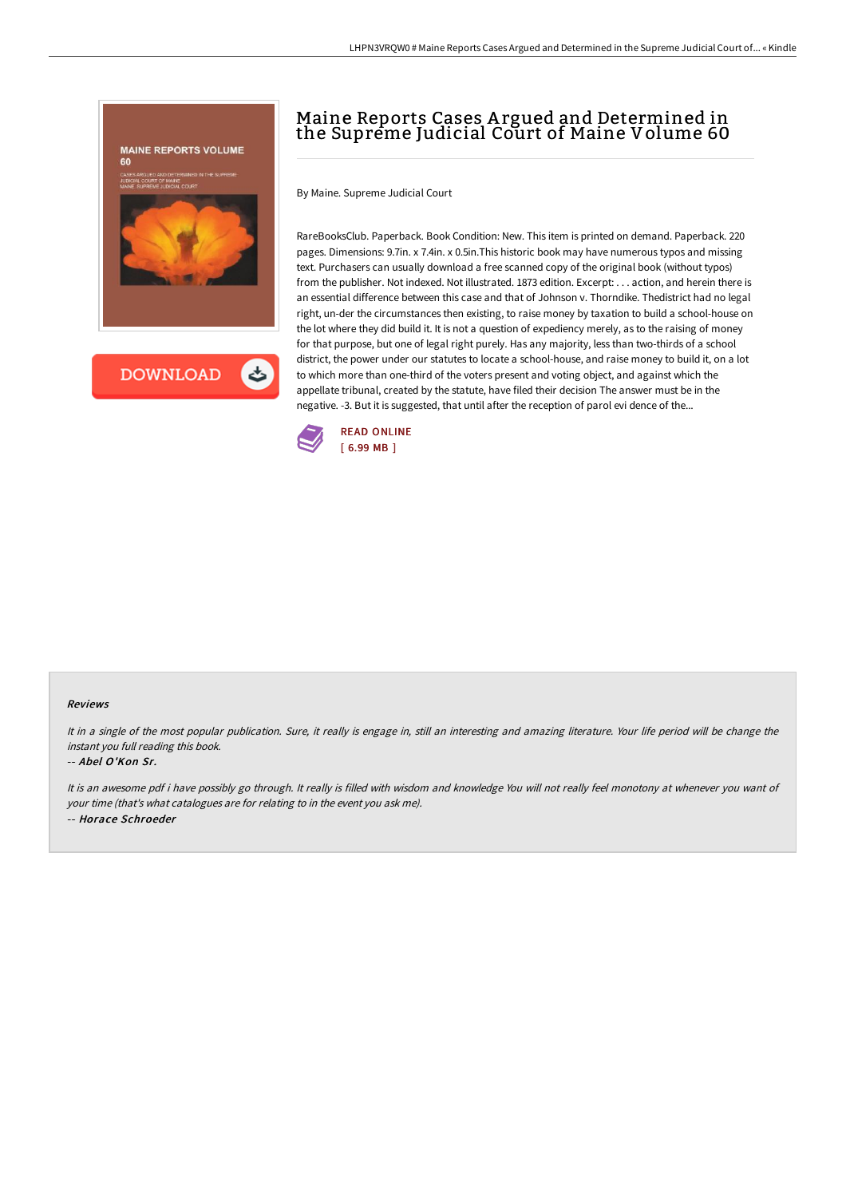# Maine Reports Cases Argued and Determined in the Supreme Judicial Court of Maine Volume 60

By Maine. Supreme Judicial Court

RareBooksClub. Paperback. Book Condition: New. This item is printed on demand. Paperback. 220 pages. Dimensions: 9.7in. x 7.4in. x 0.5in.This historic book may have numerous typos and missing text. Purchasers can usually download a free scanned copy of the original book (without typos) from the publisher. Not indexed. Not illustrated. 1873 edition. Excerpt: . . . action, and herein there is an essential difference between this case and that of Johnson v. Thorndike. Thedistrict had no legal right, un-der the circumstances then existing, to raise money by taxation to build a school-house on the lot where they did build it. It is not a question of expediency merely, as to the raising of money for that purpose, but one of legal right purely. Has any majority, less than two-thirds of a school district, the power under our statutes to locate a school-house, and raise money to build it, on a lot to which more than one-third of the voters present and voting object, and against which the appellate tribunal, created by the statute, have filed their decision The answer must be in the negative. -3. But it is suggested, that until after the reception of parol evi dence of the...

READ ONLINE
[ 6.99 MB ]

DOWNLOAD

### Reviews

*It in a single of the most popular publication. Sure, it really is engage in, still an interesting and amazing literature. Your life period will be change the instant you full reading this book.*

-- ***Abel O'Kon Sr.***

*It is an awesome pdf i have possibly go through. It really is filled with wisdom and knowledge You will not really feel monotony at whenever you want of your time (that's what catalogues are for relating to in the event you ask me).*

-- ***Horace Schroeder***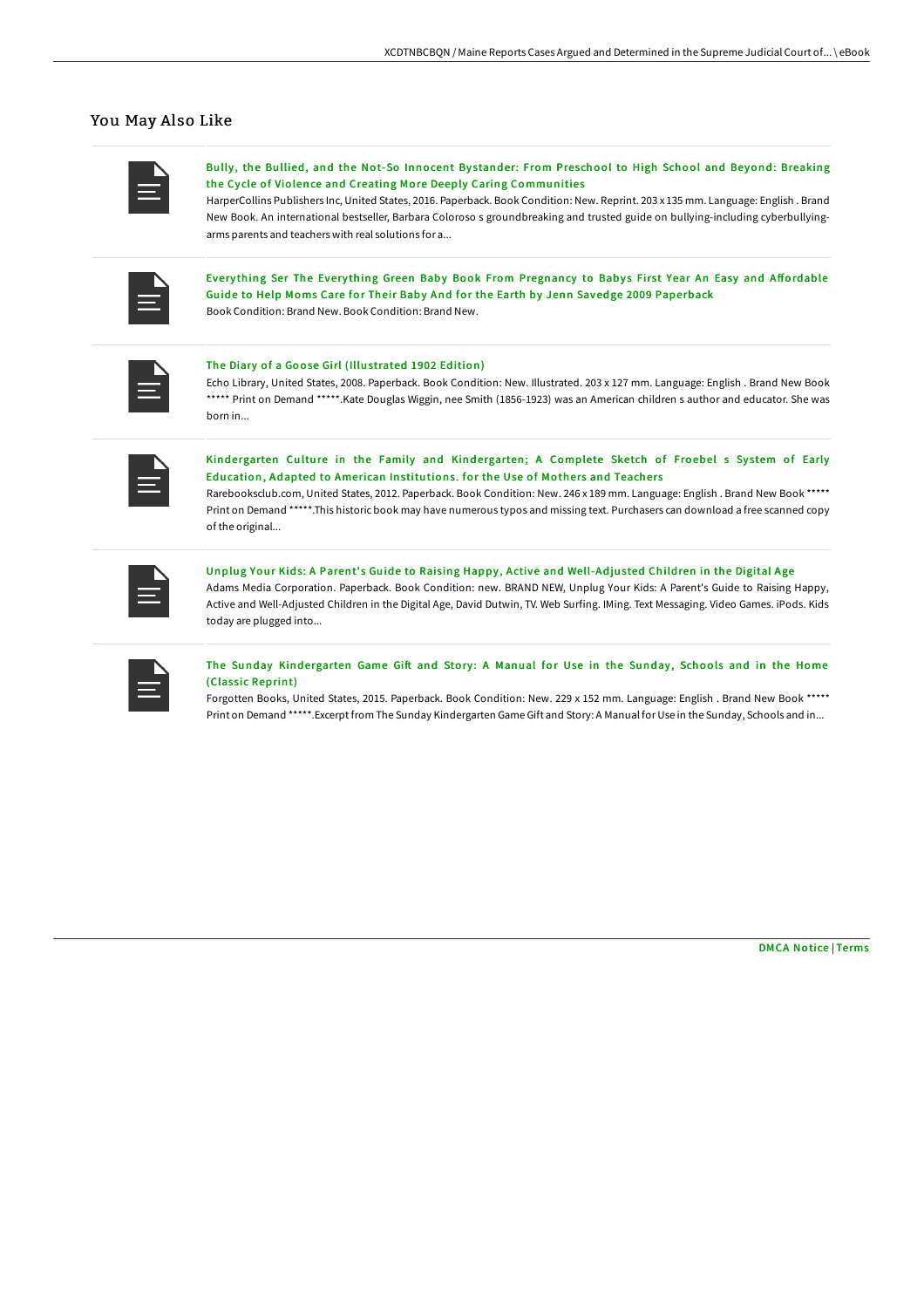## You May Also Like

**Bully, the Bullied, and the Not-So Innocent Bystander: From Preschool to High School and Beyond: Breaking the Cycle of Violence and Creating More Deeply Caring Communities**

HarperCollins Publishers Inc, United States, 2016. Paperback. Book Condition: New. Reprint. 203 x 135 mm. Language: English . Brand New Book. An international bestseller, Barbara Coloroso s groundbreaking and trusted guide on bullying-including cyberbullying-arms parents and teachers with real solutions for a...

**Everything Ser The Everything Green Baby Book From Pregnancy to Babys First Year An Easy and Affordable Guide to Help Moms Care for Their Baby And for the Earth by Jenn Savedge 2009 Paperback**

Book Condition: Brand New. Book Condition: Brand New.

**The Diary of a Goose Girl (Illustrated 1902 Edition)**

Echo Library, United States, 2008. Paperback. Book Condition: New. Illustrated. 203 x 127 mm. Language: English . Brand New Book ***** Print on Demand *****.Kate Douglas Wiggin, nee Smith (1856-1923) was an American children s author and educator. She was born in...

**Kindergarten Culture in the Family and Kindergarten; A Complete Sketch of Froebel s System of Early Education, Adapted to American Institutions. for the Use of Mothers and Teachers**

Rarebooksclub.com, United States, 2012. Paperback. Book Condition: New. 246 x 189 mm. Language: English . Brand New Book ***** Print on Demand *****.This historic book may have numerous typos and missing text. Purchasers can download a free scanned copy of the original...

**Unplug Your Kids: A Parent's Guide to Raising Happy, Active and Well-Adjusted Children in the Digital Age**

Adams Media Corporation. Paperback. Book Condition: new. BRAND NEW, Unplug Your Kids: A Parent's Guide to Raising Happy, Active and Well-Adjusted Children in the Digital Age, David Dutwin, TV. Web Surfing. IMing. Text Messaging. Video Games. iPods. Kids today are plugged into...

**The Sunday Kindergarten Game Gift and Story: A Manual for Use in the Sunday, Schools and in the Home (Classic Reprint)**

Forgotten Books, United States, 2015. Paperback. Book Condition: New. 229 x 152 mm. Language: English . Brand New Book ***** Print on Demand *****.Excerpt from The Sunday Kindergarten Game Gift and Story: A Manual for Use in the Sunday, Schools and in...